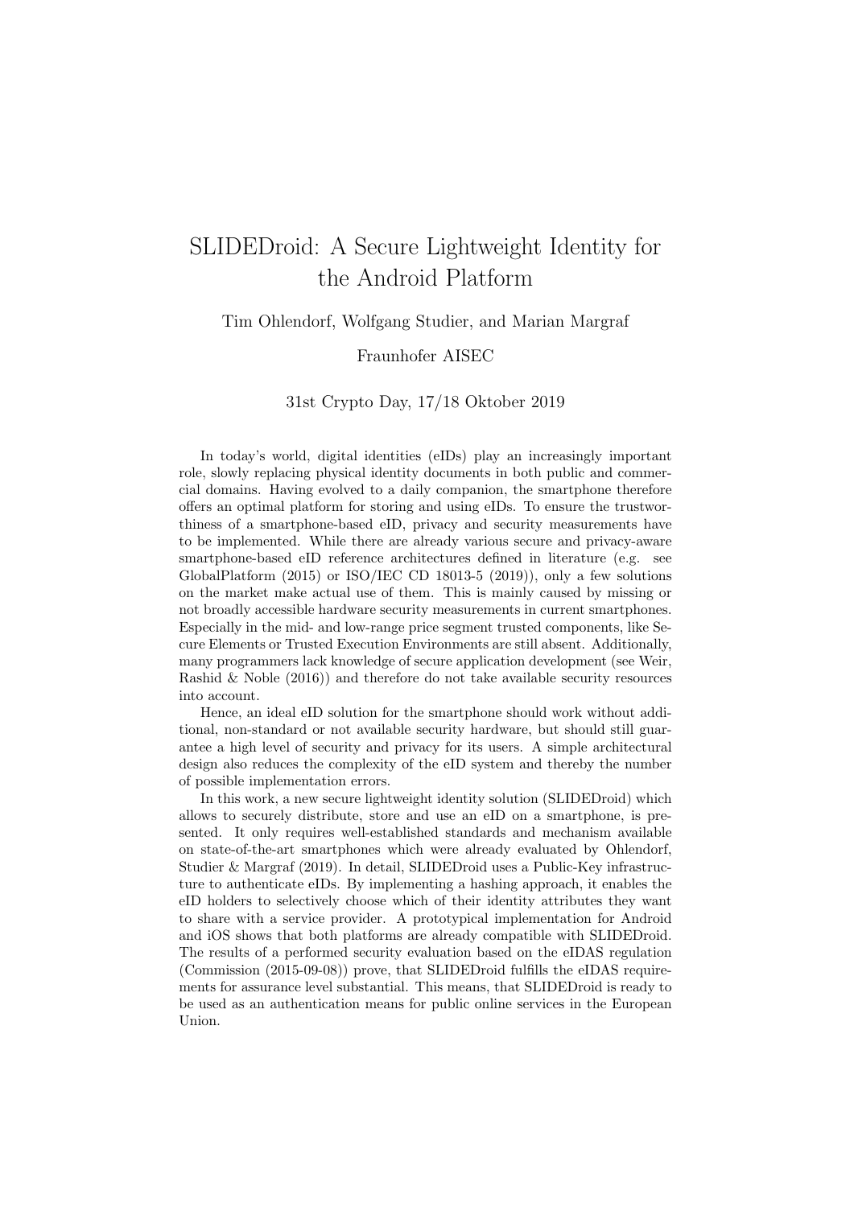# SLIDEDroid: A Secure Lightweight Identity for the Android Platform

Tim Ohlendorf, Wolfgang Studier, and Marian Margraf

Fraunhofer AISEC

31st Crypto Day, 17/18 Oktober 2019

In today's world, digital identities (eIDs) play an increasingly important role, slowly replacing physical identity documents in both public and commercial domains. Having evolved to a daily companion, the smartphone therefore offers an optimal platform for storing and using eIDs. To ensure the trustworthiness of a smartphone-based eID, privacy and security measurements have to be implemented. While there are already various secure and privacy-aware smartphone-based eID reference architectures defined in literature (e.g. see GlobalPlatform (2015) or ISO/IEC CD 18013-5 (2019)), only a few solutions on the market make actual use of them. This is mainly caused by missing or not broadly accessible hardware security measurements in current smartphones. Especially in the mid- and low-range price segment trusted components, like Secure Elements or Trusted Execution Environments are still absent. Additionally, many programmers lack knowledge of secure application development (see Weir, Rashid & Noble (2016)) and therefore do not take available security resources into account.

Hence, an ideal eID solution for the smartphone should work without additional, non-standard or not available security hardware, but should still guarantee a high level of security and privacy for its users. A simple architectural design also reduces the complexity of the eID system and thereby the number of possible implementation errors.

In this work, a new secure lightweight identity solution (SLIDEDroid) which allows to securely distribute, store and use an eID on a smartphone, is presented. It only requires well-established standards and mechanism available on state-of-the-art smartphones which were already evaluated by Ohlendorf, Studier & Margraf (2019). In detail, SLIDEDroid uses a Public-Key infrastructure to authenticate eIDs. By implementing a hashing approach, it enables the eID holders to selectively choose which of their identity attributes they want to share with a service provider. A prototypical implementation for Android and iOS shows that both platforms are already compatible with SLIDEDroid. The results of a performed security evaluation based on the eIDAS regulation (Commission (2015-09-08)) prove, that SLIDEDroid fulfills the eIDAS requirements for assurance level substantial. This means, that SLIDEDroid is ready to be used as an authentication means for public online services in the European Union.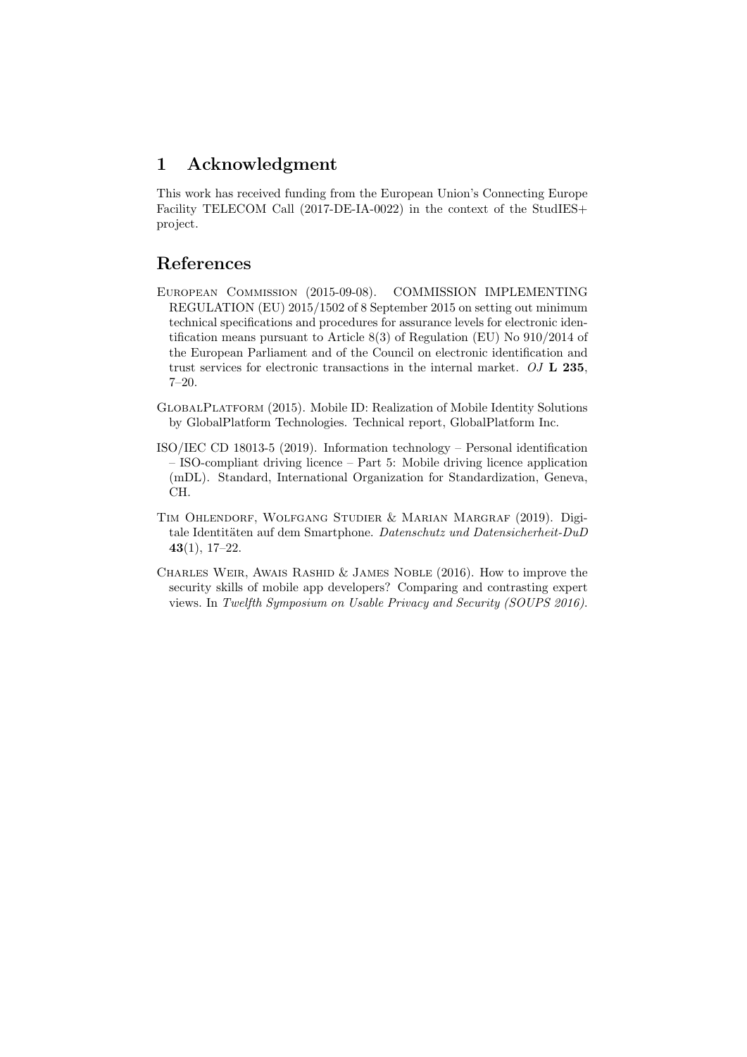## 1 Acknowledgment

This work has received funding from the European Union's Connecting Europe Facility TELECOM Call (2017-DE-IA-0022) in the context of the StudIES+ project.

## References

European Commission (2015-09-08). COMMISSION IMPLEMENTING REGULATION (EU) 2015/1502 of 8 September 2015 on setting out minimum technical specifications and procedures for assurance levels for electronic identification means pursuant to Article 8(3) of Regulation (EU) No 910/2014 of the European Parliament and of the Council on electronic identification and trust services for electronic transactions in the internal market. *OJ* **L 235**, 7–20.

GlobalPlatform (2015). Mobile ID: Realization of Mobile Identity Solutions by GlobalPlatform Technologies. Technical report, GlobalPlatform Inc.

ISO/IEC CD 18013-5 (2019). Information technology – Personal identification – ISO-compliant driving licence – Part 5: Mobile driving licence application (mDL). Standard, International Organization for Standardization, Geneva, CH.

Tim Ohlendorf, Wolfgang Studier & Marian Margraf (2019). Digitale Identitäten auf dem Smartphone. *Datenschutz und Datensicherheit-DuD* **43**(1), 17–22.

Charles Weir, Awais Rashid & James Noble (2016). How to improve the security skills of mobile app developers? Comparing and contrasting expert views. In *Twelfth Symposium on Usable Privacy and Security (SOUPS 2016)*.